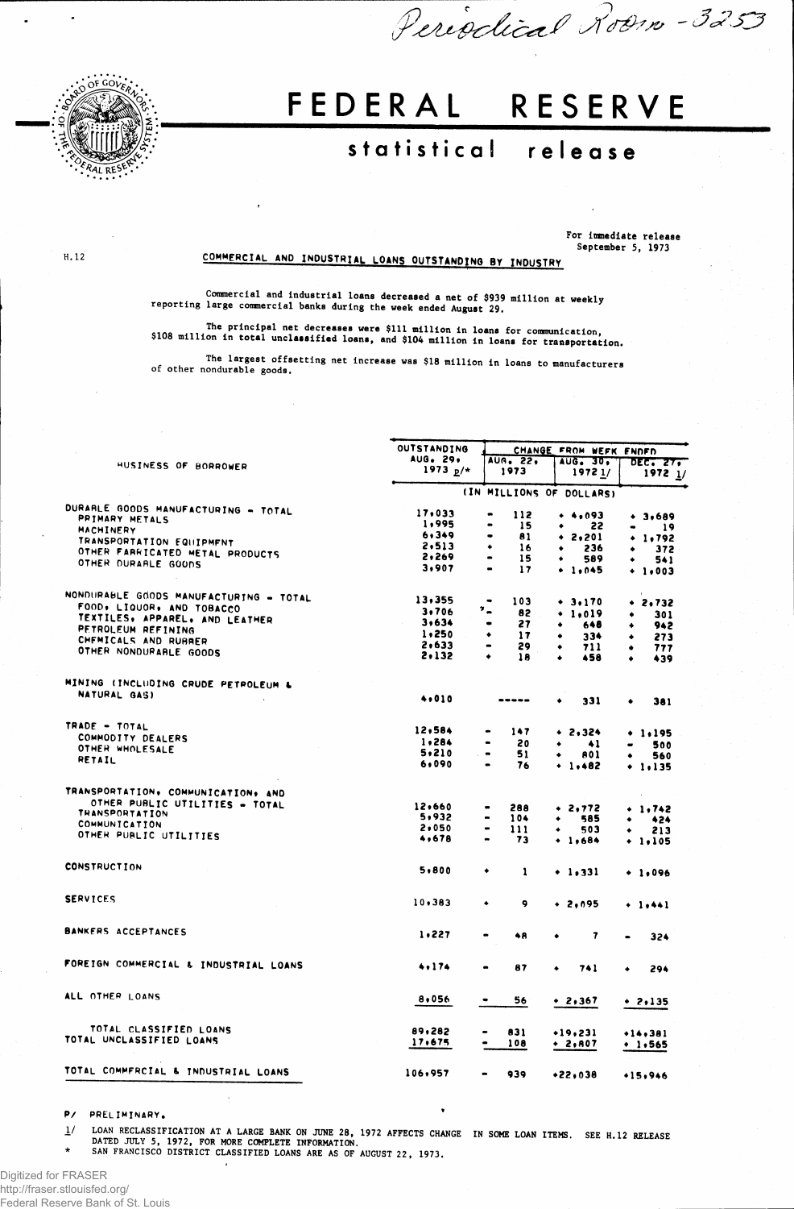Periodical Room - 3253

# FEDERAL RESERVE

## statistical release

For immediate release
September 5, 1973

H.12

**COMMERCIAL AND INDUSTRIAL LOANS OUTSTANDING BY INDUSTRY**

Commercial and industrial loans decreased a net of $939 million at weekly reporting large commercial banks during the week ended August 29.

The principal net decreases were $111 million in loans for communication, $108 million in total unclassified loans, and $104 million in loans for transportation.

The largest offsetting net increase was $18 million in loans to manufacturers of other nondurable goods.

| BUSINESS OF BORROWER | OUTSTANDING AUG. 29, 1973 p/* | CHANGE FROM WEEK ENDED AUG. 22, 1973 | CHANGE FROM WEEK ENDED AUG. 30, 1972 1/ | CHANGE FROM WEEK ENDED DEC. 27, 1972 1/ |
|---|---|---|---|---|
| | (IN MILLIONS OF DOLLARS) | | | |
| DURABLE GOODS MANUFACTURING - TOTAL | 17,033 | - 112 | + 4,093 | + 3,689 |
| PRIMARY METALS | 1,995 | - 15 | + 22 | - 19 |
| MACHINERY | 6,349 | - 81 | + 2,201 | + 1,792 |
| TRANSPORTATION EQUIPMENT | 2,513 | + 16 | + 236 | + 372 |
| OTHER FABRICATED METAL PRODUCTS | 2,269 | - 15 | + 589 | + 541 |
| OTHER DURABLE GOODS | 3,907 | - 17 | + 1,045 | + 1,003 |
| NONDURABLE GOODS MANUFACTURING - TOTAL | 13,355 | - 103 | + 3,170 | + 2,732 |
| FOOD, LIQUOR, AND TOBACCO | 3,706 | - 82 | + 1,019 | + 301 |
| TEXTILES, APPAREL, AND LEATHER | 3,634 | - 27 | + 648 | + 942 |
| PETROLEUM REFINING | 1,250 | + 17 | + 334 | + 273 |
| CHEMICALS AND RUBBER | 2,633 | - 29 | + 711 | + 777 |
| OTHER NONDURABLE GOODS | 2,132 | + 18 | + 458 | + 439 |
| MINING (INCLUDING CRUDE PETROLEUM & NATURAL GAS) | 4,010 | ----- | + 331 | + 381 |
| TRADE - TOTAL | 12,584 | - 147 | + 2,324 | + 1,195 |
| COMMODITY DEALERS | 1,284 | - 20 | + 41 | - 500 |
| OTHER WHOLESALE | 5,210 | - 51 | + 801 | + 560 |
| RETAIL | 6,090 | - 76 | + 1,482 | + 1,135 |
| TRANSPORTATION, COMMUNICATION, AND OTHER PUBLIC UTILITIES - TOTAL | 12,660 | - 288 | + 2,772 | + 1,742 |
| TRANSPORTATION | 5,932 | - 104 | + 585 | + 424 |
| COMMUNICATION | 2,050 | - 111 | + 503 | + 213 |
| OTHER PUBLIC UTILITIES | 4,678 | - 73 | + 1,684 | + 1,105 |
| CONSTRUCTION | 5,800 | + 1 | + 1,331 | + 1,096 |
| SERVICES | 10,383 | + 9 | + 2,095 | + 1,441 |
| BANKERS ACCEPTANCES | 1,227 | - 48 | + 7 | - 324 |
| FOREIGN COMMERCIAL & INDUSTRIAL LOANS | 4,174 | - 87 | + 741 | + 294 |
| ALL OTHER LOANS | 8,056 | - 56 | + 2,367 | + 2,135 |
| TOTAL CLASSIFIED LOANS | 89,282 | - 831 | +19,231 | +14,381 |
| TOTAL UNCLASSIFIED LOANS | 17,675 | - 108 | + 2,807 | + 1,565 |
| TOTAL COMMERCIAL & INDUSTRIAL LOANS | 106,957 | - 939 | +22,038 | +15,946 |

P/ PRELIMINARY.

1/ LOAN RECLASSIFICATION AT A LARGE BANK ON JUNE 28, 1972 AFFECTS CHANGE IN SOME LOAN ITEMS. SEE H.12 RELEASE DATED JULY 5, 1972, FOR MORE COMPLETE INFORMATION.

\* SAN FRANCISCO DISTRICT CLASSIFIED LOANS ARE AS OF AUGUST 22, 1973.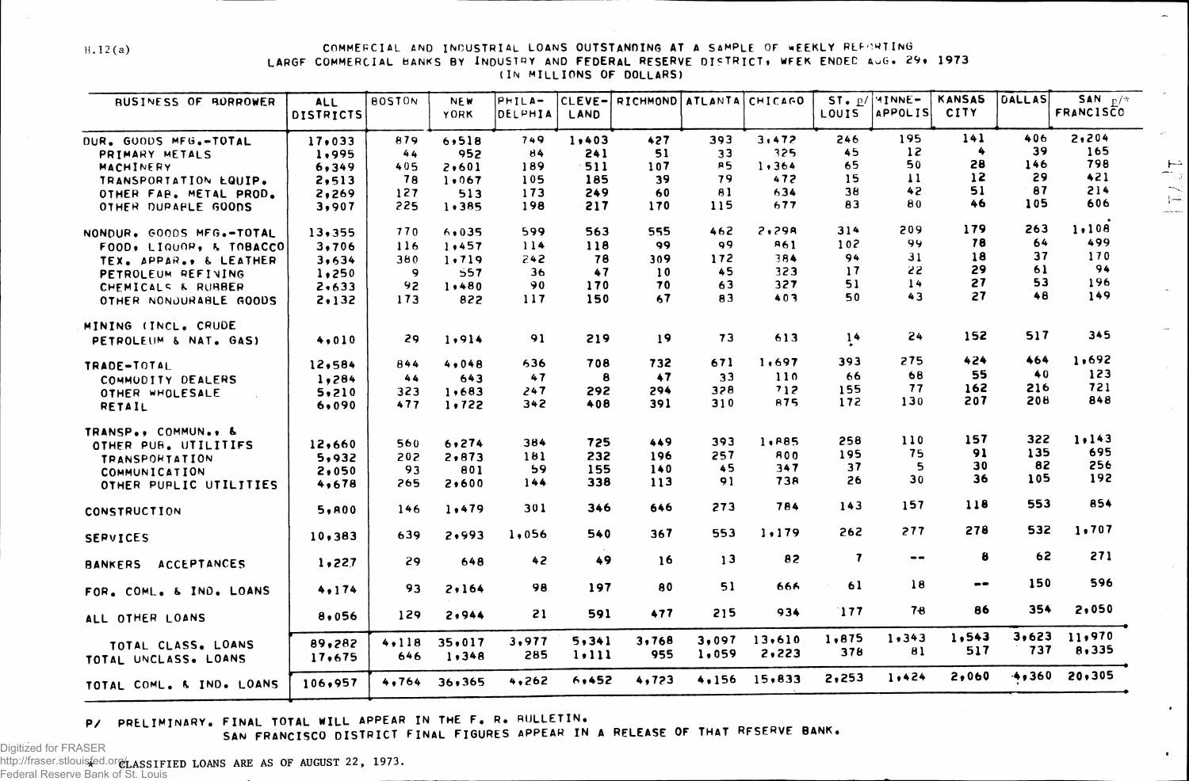H.12(a)

# COMMERCIAL AND INDUSTRIAL LOANS OUTSTANDING AT A SAMPLE OF WEEKLY REPORTING LARGE COMMERCIAL BANKS BY INDUSTRY AND FEDERAL RESERVE DISTRICT, WEEK ENDED AUG. 29, 1973
(IN MILLIONS OF DOLLARS)

| BUSINESS OF BORROWER | ALL DISTRICTS | BOSTON | NEW YORK | PHILA-DELPHIA | CLEVE-LAND | RICHMOND | ATLANTA | CHICAGO | ST. LOUIS P/ | MINNE-APOLIS | KANSAS CITY | DALLAS | SAN FRANCISCO P/* |
|---|---|---|---|---|---|---|---|---|---|---|---|---|---|
| DUR. GOODS MFG.-TOTAL | 17,033 | 879 | 6,518 | 749 | 1,403 | 427 | 393 | 3,472 | 246 | 195 | 141 | 406 | 2,204 |
| PRIMARY METALS | 1,995 | 44 | 952 | 84 | 241 | 51 | 33 | 325 | 45 | 12 | 4 | 39 | 165 |
| MACHINERY | 6,349 | 405 | 2,601 | 189 | 511 | 107 | 85 | 1,364 | 65 | 50 | 28 | 146 | 798 |
| TRANSPORTATION EQUIP. | 2,513 | 78 | 1,067 | 105 | 185 | 39 | 79 | 472 | 15 | 11 | 12 | 29 | 421 |
| OTHER FAB. METAL PROD. | 2,269 | 127 | 513 | 173 | 249 | 60 | 81 | 634 | 38 | 42 | 51 | 87 | 214 |
| OTHER DURABLE GOODS | 3,907 | 225 | 1,385 | 198 | 217 | 170 | 115 | 677 | 83 | 80 | 46 | 105 | 606 |
| NONDUR. GOODS MFG.-TOTAL | 13,355 | 770 | 6,035 | 599 | 563 | 555 | 462 | 2,298 | 314 | 209 | 179 | 263 | 1,108 |
| FOOD, LIQUOR, & TOBACCO | 3,706 | 116 | 1,457 | 114 | 118 | 99 | 99 | 861 | 102 | 99 | 78 | 64 | 499 |
| TEX. APPAR., & LEATHER | 3,634 | 380 | 1,719 | 242 | 78 | 309 | 172 | 384 | 94 | 31 | 18 | 37 | 170 |
| PETROLEUM REFINING | 1,250 | 9 | 557 | 36 | 47 | 10 | 45 | 323 | 17 | 22 | 29 | 61 | 94 |
| CHEMICALS & RUBBER | 2,633 | 92 | 1,480 | 90 | 170 | 70 | 63 | 327 | 51 | 14 | 27 | 53 | 196 |
| OTHER NONDURABLE GOODS | 2,132 | 173 | 822 | 117 | 150 | 67 | 83 | 403 | 50 | 43 | 27 | 48 | 149 |
| MINING (INCL. CRUDE PETROLEUM & NAT. GAS) | 4,010 | 29 | 1,914 | 91 | 219 | 19 | 73 | 613 | 14 | 24 | 152 | 517 | 345 |
| TRADE-TOTAL | 12,584 | 844 | 4,048 | 636 | 708 | 732 | 671 | 1,697 | 393 | 275 | 424 | 464 | 1,692 |
| COMMODITY DEALERS | 1,284 | 44 | 643 | 47 | 8 | 47 | 33 | 110 | 66 | 68 | 55 | 40 | 123 |
| OTHER WHOLESALE | 5,210 | 323 | 1,683 | 247 | 292 | 294 | 328 | 712 | 155 | 77 | 162 | 216 | 721 |
| RETAIL | 6,090 | 477 | 1,722 | 342 | 408 | 391 | 310 | 875 | 172 | 130 | 207 | 208 | 848 |
| TRANSP., COMMUN., & OTHER PUB. UTILITIES | 12,660 | 560 | 6,274 | 384 | 725 | 449 | 393 | 1,885 | 258 | 110 | 157 | 322 | 1,143 |
| TRANSPORTATION | 5,932 | 202 | 2,873 | 181 | 232 | 196 | 257 | 800 | 195 | 75 | 91 | 135 | 695 |
| COMMUNICATION | 2,050 | 93 | 801 | 59 | 155 | 140 | 45 | 347 | 37 | 5 | 30 | 82 | 256 |
| OTHER PUBLIC UTILITIES | 4,678 | 265 | 2,600 | 144 | 338 | 113 | 91 | 738 | 26 | 30 | 36 | 105 | 192 |
| CONSTRUCTION | 5,800 | 146 | 1,479 | 301 | 346 | 646 | 273 | 784 | 143 | 157 | 118 | 553 | 854 |
| SERVICES | 10,383 | 639 | 2,993 | 1,056 | 540 | 367 | 553 | 1,179 | 262 | 277 | 278 | 532 | 1,707 |
| BANKERS ACCEPTANCES | 1,227 | 29 | 648 | 42 | 49 | 16 | 13 | 82 | 7 | -- | 8 | 62 | 271 |
| FOR. COML. & IND. LOANS | 4,174 | 93 | 2,164 | 98 | 197 | 80 | 51 | 666 | 61 | 18 | -- | 150 | 596 |
| ALL OTHER LOANS | 8,056 | 129 | 2,944 | 21 | 591 | 477 | 215 | 934 | 177 | 78 | 86 | 354 | 2,050 |
| TOTAL CLASS. LOANS | 89,282 | 4,118 | 35,017 | 3,977 | 5,341 | 3,768 | 3,097 | 13,610 | 1,875 | 1,343 | 1,543 | 3,623 | 11,970 |
| TOTAL UNCLASS. LOANS | 17,675 | 646 | 1,348 | 285 | 1,111 | 955 | 1,059 | 2,223 | 378 | 81 | 517 | 737 | 8,335 |
| TOTAL COML. & IND. LOANS | 106,957 | 4,764 | 36,365 | 4,262 | 6,452 | 4,723 | 4,156 | 15,833 | 2,253 | 1,424 | 2,060 | 4,360 | 20,305 |

P/ PRELIMINARY. FINAL TOTAL WILL APPEAR IN THE F. R. BULLETIN.
SAN FRANCISCO DISTRICT FINAL FIGURES APPEAR IN A RELEASE OF THAT RESERVE BANK.

\* CLASSIFIED LOANS ARE AS OF AUGUST 22, 1973.